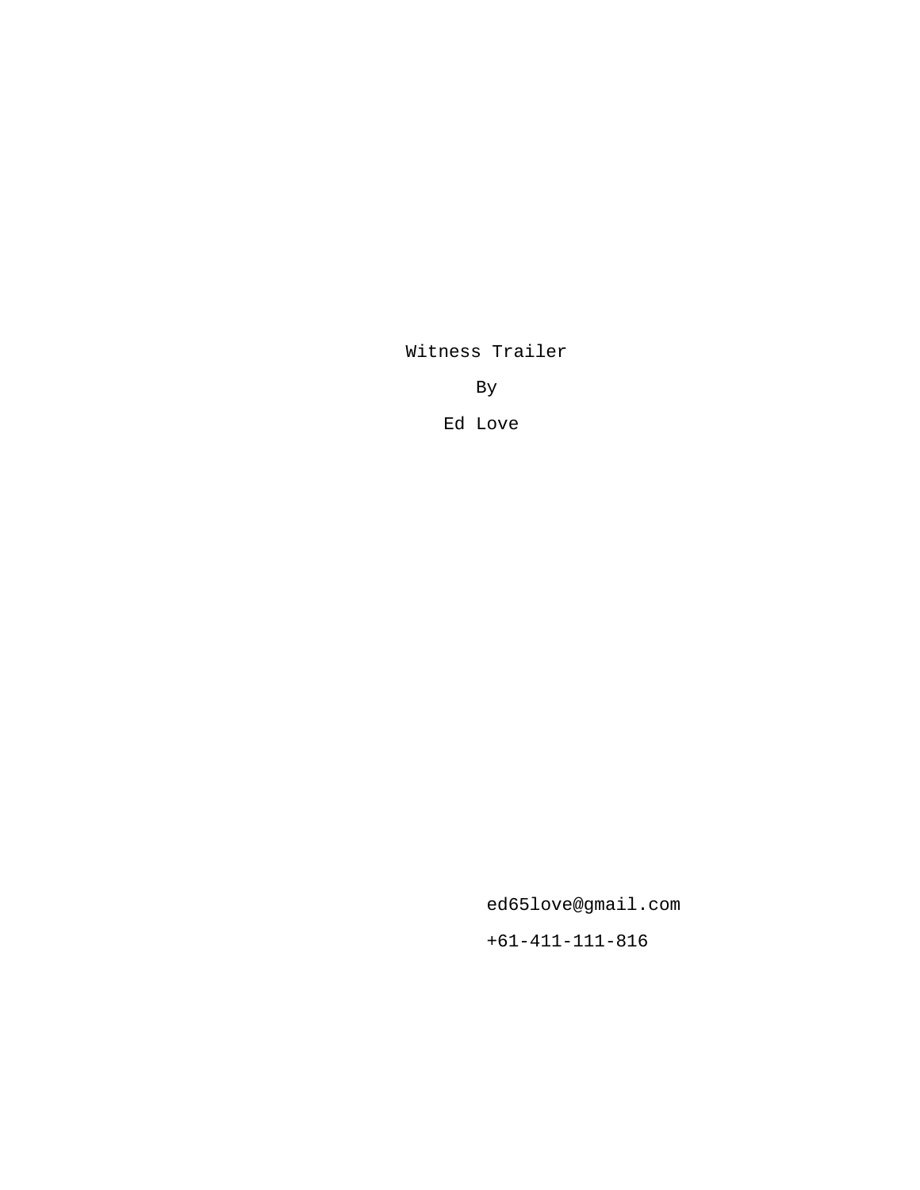# Witness Trailer

By

Ed Love

ed65love@gmail.com

+61-411-111-816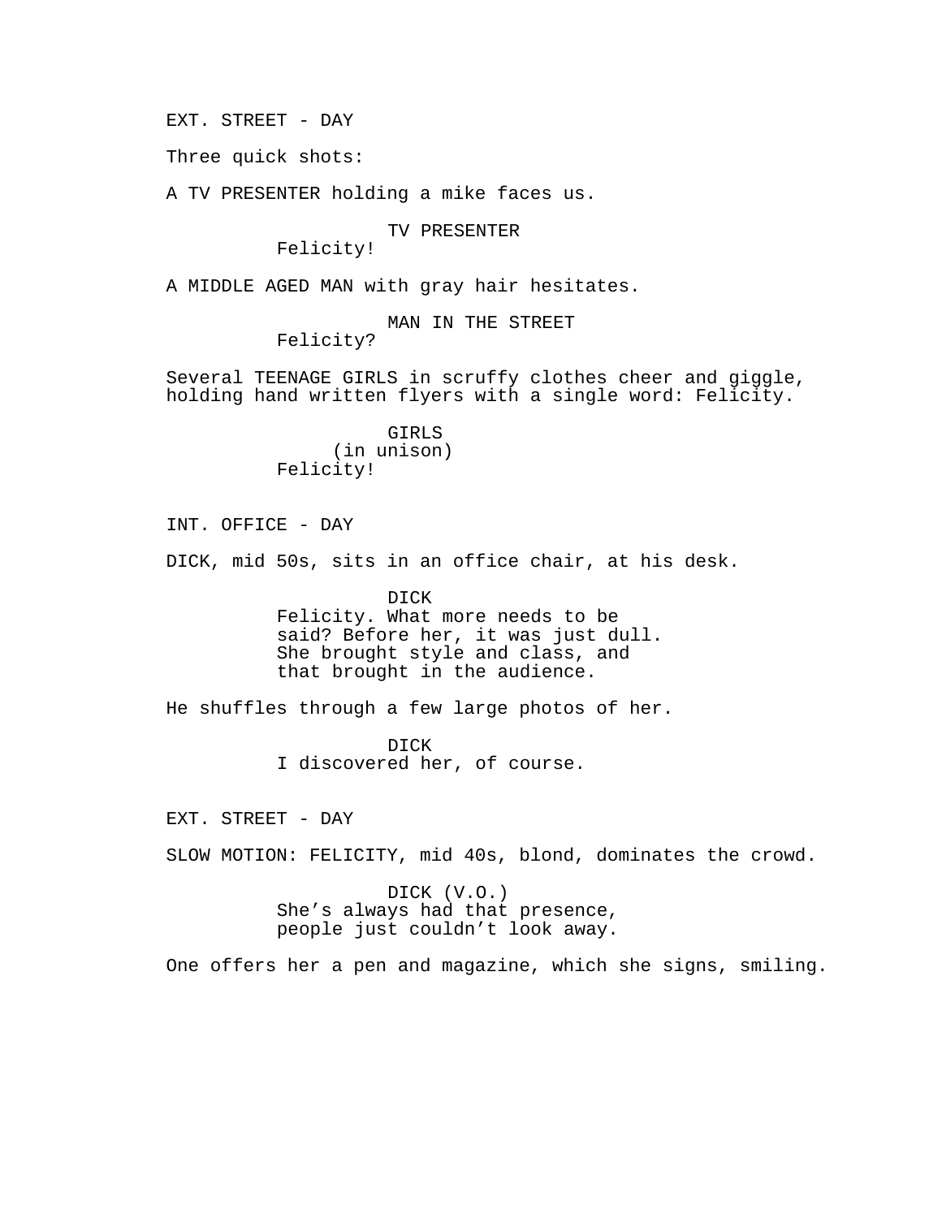EXT. STREET - DAY

Three quick shots:

A TV PRESENTER holding a mike faces us.

TV PRESENTER
Felicity!

A MIDDLE AGED MAN with gray hair hesitates.

MAN IN THE STREET
Felicity?

Several TEENAGE GIRLS in scruffy clothes cheer and giggle, holding hand written flyers with a single word: Felicity.

GIRLS
(in unison)
Felicity!

INT. OFFICE - DAY

DICK, mid 50s, sits in an office chair, at his desk.

DICK
Felicity. What more needs to be said? Before her, it was just dull. She brought style and class, and that brought in the audience.

He shuffles through a few large photos of her.

DICK
I discovered her, of course.

EXT. STREET - DAY

SLOW MOTION: FELICITY, mid 40s, blond, dominates the crowd.

DICK (V.O.)
She’s always had that presence, people just couldn’t look away.

One offers her a pen and magazine, which she signs, smiling.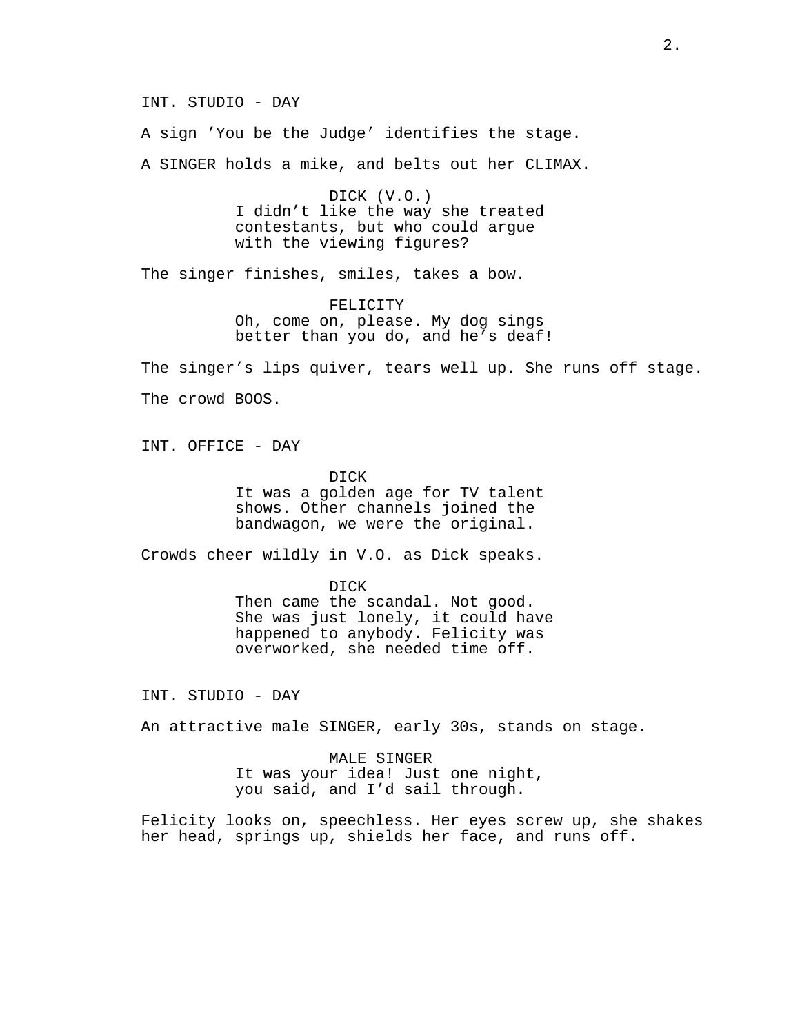INT. STUDIO - DAY

A sign 'You be the Judge' identifies the stage.

A SINGER holds a mike, and belts out her CLIMAX.

DICK (V.O.)
I didn't like the way she treated contestants, but who could argue with the viewing figures?

The singer finishes, smiles, takes a bow.

FELICITY
Oh, come on, please. My dog sings better than you do, and he's deaf!

The singer's lips quiver, tears well up. She runs off stage.

The crowd BOOS.

INT. OFFICE - DAY

DICK
It was a golden age for TV talent shows. Other channels joined the bandwagon, we were the original.

Crowds cheer wildly in V.O. as Dick speaks.

DICK
Then came the scandal. Not good. She was just lonely, it could have happened to anybody. Felicity was overworked, she needed time off.

INT. STUDIO - DAY

An attractive male SINGER, early 30s, stands on stage.

MALE SINGER
It was your idea! Just one night, you said, and I'd sail through.

Felicity looks on, speechless. Her eyes screw up, she shakes her head, springs up, shields her face, and runs off.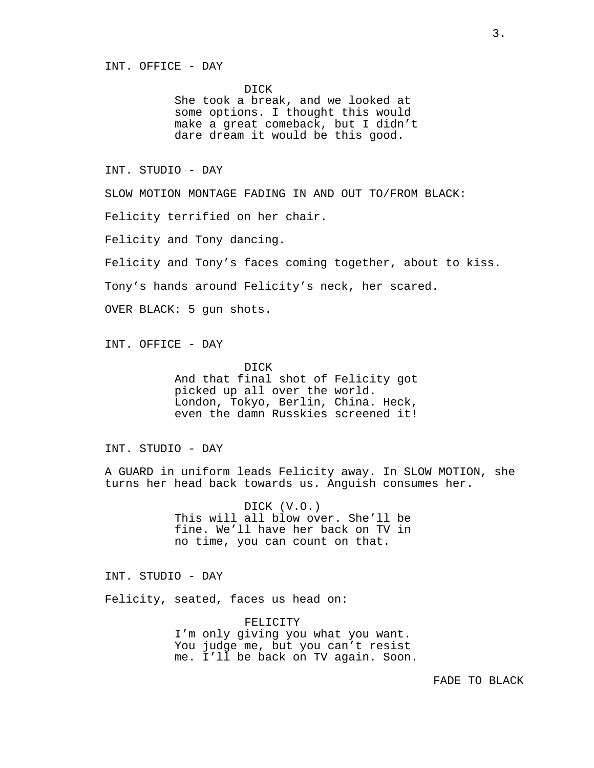INT. OFFICE - DAY

DICK
She took a break, and we looked at some options. I thought this would make a great comeback, but I didn't dare dream it would be this good.

INT. STUDIO - DAY

SLOW MOTION MONTAGE FADING IN AND OUT TO/FROM BLACK:

Felicity terrified on her chair.

Felicity and Tony dancing.

Felicity and Tony's faces coming together, about to kiss.

Tony's hands around Felicity's neck, her scared.

OVER BLACK: 5 gun shots.

INT. OFFICE - DAY

DICK
And that final shot of Felicity got picked up all over the world. London, Tokyo, Berlin, China. Heck, even the damn Russkies screened it!

INT. STUDIO - DAY

A GUARD in uniform leads Felicity away. In SLOW MOTION, she turns her head back towards us. Anguish consumes her.

DICK (V.O.)
This will all blow over. She'll be fine. We'll have her back on TV in no time, you can count on that.

INT. STUDIO - DAY

Felicity, seated, faces us head on:

FELICITY
I'm only giving you what you want. You judge me, but you can't resist me. I'll be back on TV again. Soon.

FADE TO BLACK